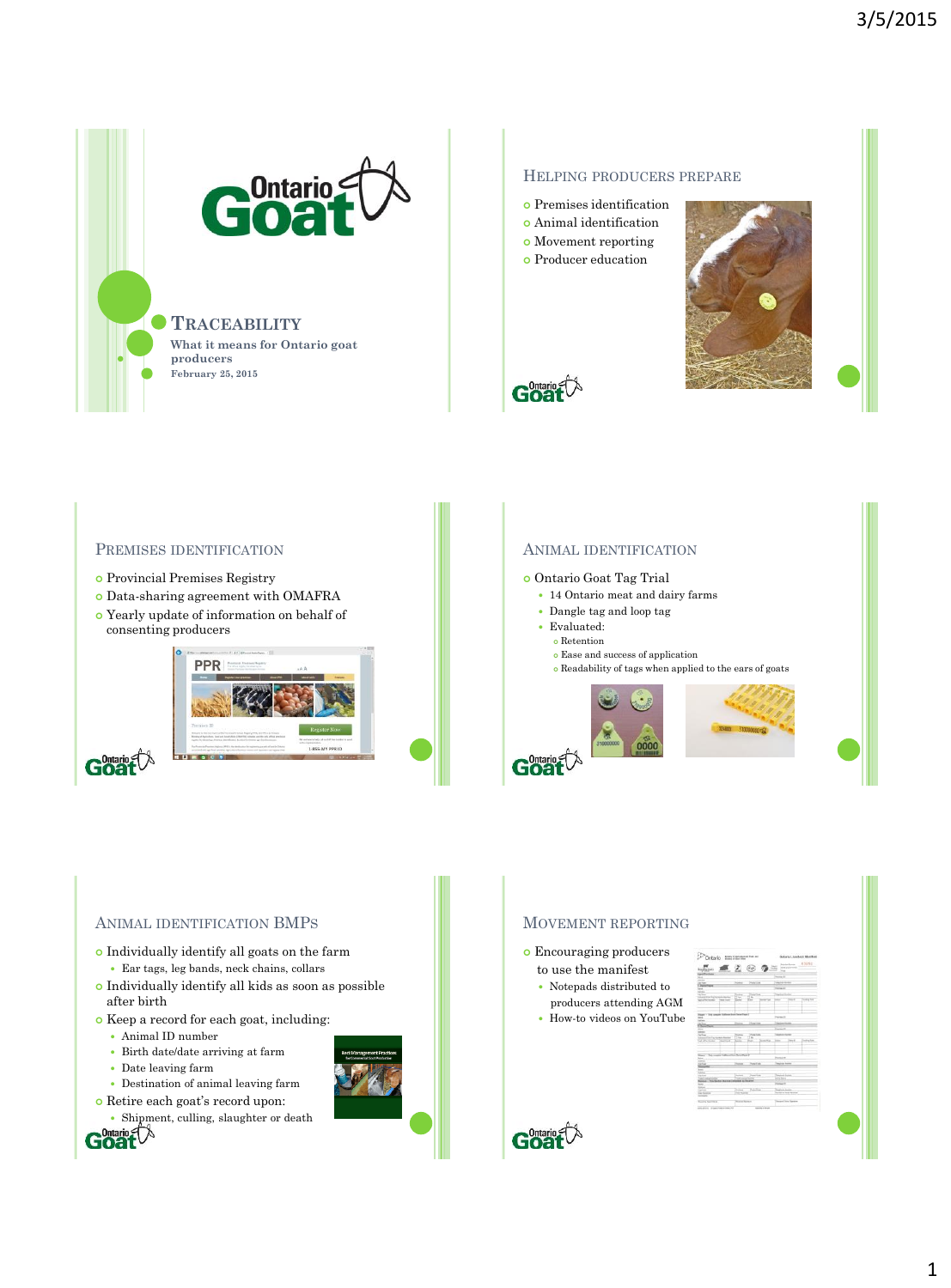# Traceability

**What it means for Ontario goat producers**

**February 25, 2015**

## Helping Producers Prepare

- Premises identification
- Animal identification
- Movement reporting
- Producer education

## Premises Identification

- Provincial Premises Registry
- Data-sharing agreement with OMAFRA
- Yearly update of information on behalf of consenting producers

## Animal Identification

- Ontario Goat Tag Trial
  - 14 Ontario meat and dairy farms
  - Dangle tag and loop tag
  - Evaluated:
    - Retention
    - Ease and success of application
    - Readability of tags when applied to the ears of goats

## Animal Identification BMPs

- Individually identify all goats on the farm
  - Ear tags, leg bands, neck chains, collars
- Individually identify all kids as soon as possible after birth
- Keep a record for each goat, including:
  - Animal ID number
  - Birth date/date arriving at farm
  - Date leaving farm
  - Destination of animal leaving farm
- Retire each goat's record upon:
  - Shipment, culling, slaughter or death

## Movement Reporting

- Encouraging producers to use the manifest
  - Notepads distributed to producers attending AGM
  - How-to videos on YouTube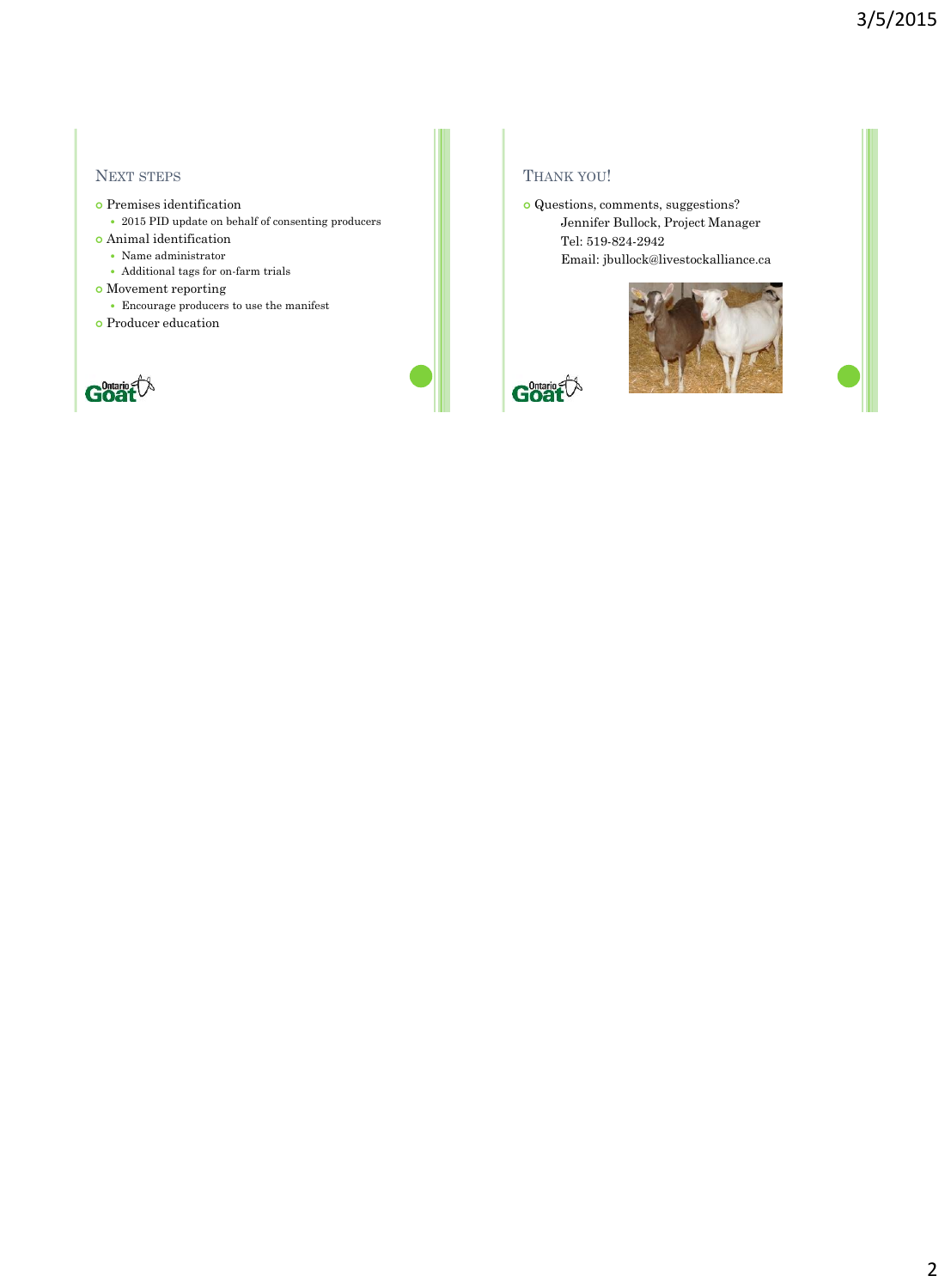## Next steps

- Premises identification
  - 2015 PID update on behalf of consenting producers
- Animal identification
  - Name administrator
  - Additional tags for on-farm trials
- Movement reporting
  - Encourage producers to use the manifest
- Producer education

## Thank you!

- Questions, comments, suggestions?

  Jennifer Bullock, Project Manager

  Tel: 519-824-2942

  Email: jbullock@livestockalliance.ca